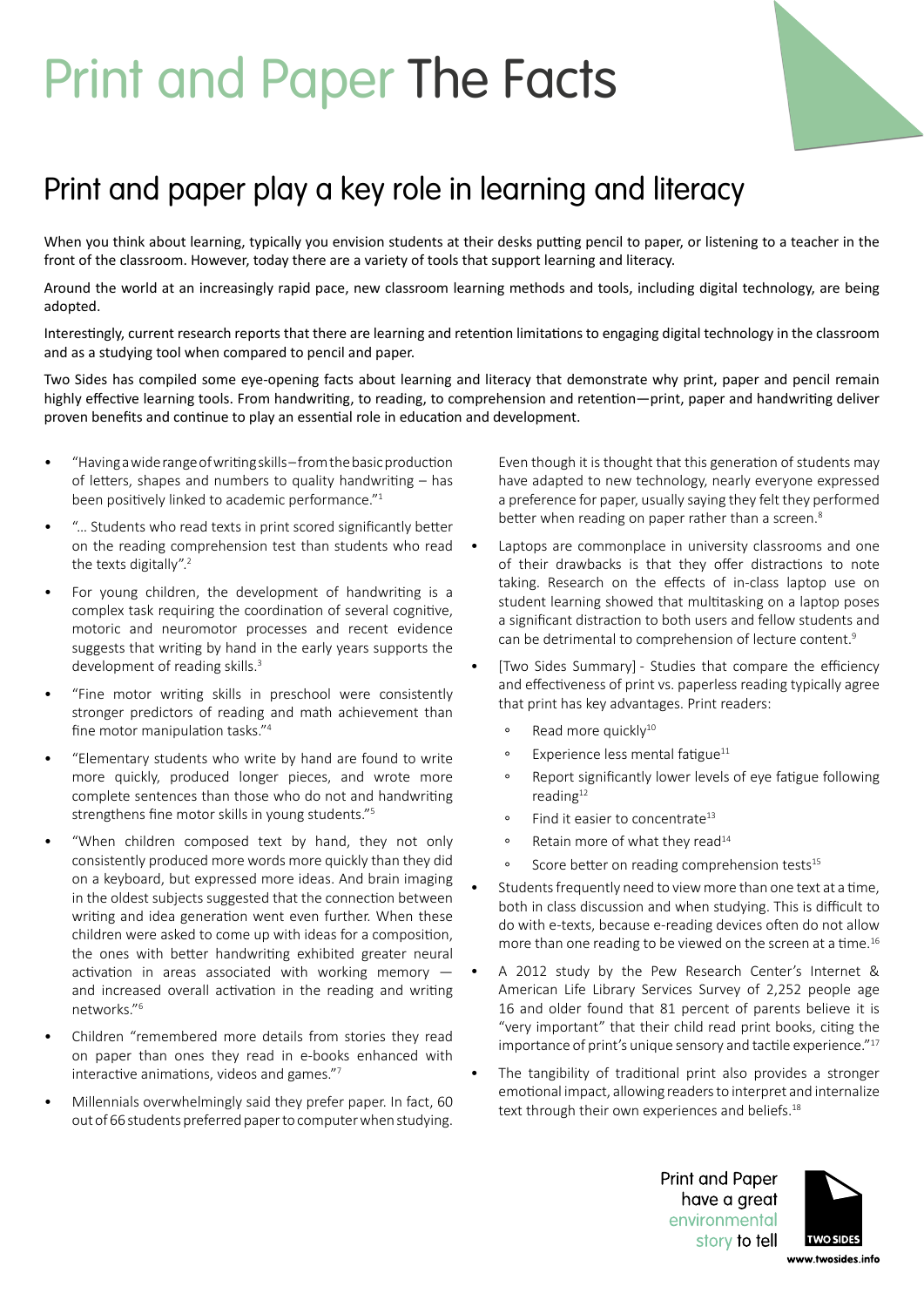# Print and Paper The Facts

## Print and paper play a key role in learning and literacy

When you think about learning, typically you envision students at their desks putting pencil to paper, or listening to a teacher in the front of the classroom. However, today there are a variety of tools that support learning and literacy.

Around the world at an increasingly rapid pace, new classroom learning methods and tools, including digital technology, are being adopted.

Interestingly, current research reports that there are learning and retention limitations to engaging digital technology in the classroom and as a studying tool when compared to pencil and paper.

Two Sides has compiled some eye-opening facts about learning and literacy that demonstrate why print, paper and pencil remain highly effective learning tools. From handwriting, to reading, to comprehension and retention—print, paper and handwriting deliver proven benefits and continue to play an essential role in education and development.

- "Having a wide range of writing skills – from the basic production of letters, shapes and numbers to quality handwriting – has been positively linked to academic performance."[1]
- "... Students who read texts in print scored significantly better on the reading comprehension test than students who read the texts digitally".[2]
- For young children, the development of handwriting is a complex task requiring the coordination of several cognitive, motoric and neuromotor processes and recent evidence suggests that writing by hand in the early years supports the development of reading skills.[3]
- "Fine motor writing skills in preschool were consistently stronger predictors of reading and math achievement than fine motor manipulation tasks."[4]
- "Elementary students who write by hand are found to write more quickly, produced longer pieces, and wrote more complete sentences than those who do not and handwriting strengthens fine motor skills in young students."[5]
- "When children composed text by hand, they not only consistently produced more words more quickly than they did on a keyboard, but expressed more ideas. And brain imaging in the oldest subjects suggested that the connection between writing and idea generation went even further. When these children were asked to come up with ideas for a composition, the ones with better handwriting exhibited greater neural activation in areas associated with working memory — and increased overall activation in the reading and writing networks."[6]
- Children "remembered more details from stories they read on paper than ones they read in e-books enhanced with interactive animations, videos and games."[7]
- Millennials overwhelmingly said they prefer paper. In fact, 60 out of 66 students preferred paper to computer when studying. Even though it is thought that this generation of students may have adapted to new technology, nearly everyone expressed a preference for paper, usually saying they felt they performed better when reading on paper rather than a screen.[8]
- Laptops are commonplace in university classrooms and one of their drawbacks is that they offer distractions to note taking. Research on the effects of in-class laptop use on student learning showed that multitasking on a laptop poses a significant distraction to both users and fellow students and can be detrimental to comprehension of lecture content.[9]
- [Two Sides Summary] - Studies that compare the efficiency and effectiveness of print vs. paperless reading typically agree that print has key advantages. Print readers:
  - Read more quickly[10]
  - Experience less mental fatigue[11]
  - Report significantly lower levels of eye fatigue following reading[12]
  - Find it easier to concentrate[13]
  - Retain more of what they read[14]
  - Score better on reading comprehension tests[15]
- Students frequently need to view more than one text at a time, both in class discussion and when studying. This is difficult to do with e-texts, because e-reading devices often do not allow more than one reading to be viewed on the screen at a time.[16]
- A 2012 study by the Pew Research Center's Internet & American Life Library Services Survey of 2,252 people age 16 and older found that 81 percent of parents believe it is "very important" that their child read print books, citing the importance of print's unique sensory and tactile experience."[17]
- The tangibility of traditional print also provides a stronger emotional impact, allowing readers to interpret and internalize text through their own experiences and beliefs.[18]

Print and Paper have a great environmental story to tell

TWO SIDES

www.twosides.info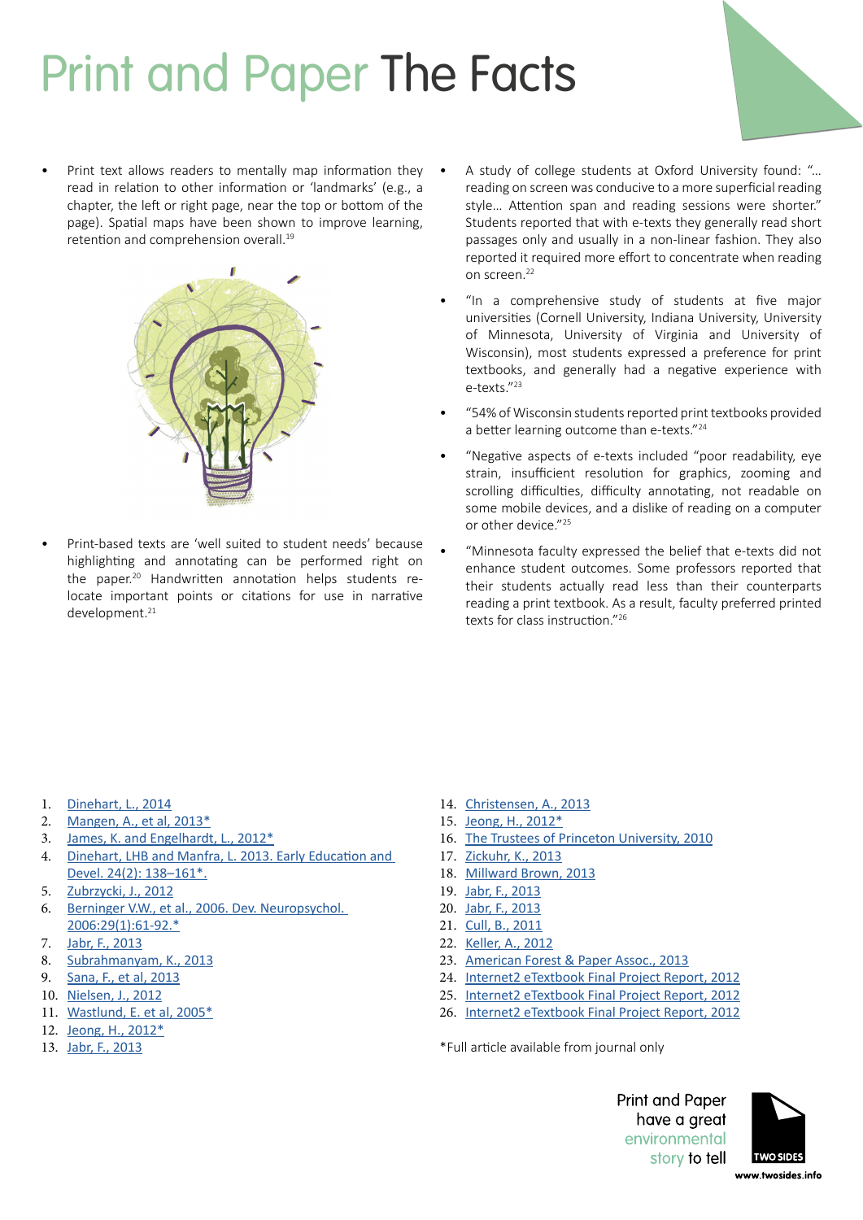// Print and Paper The Facts

- Print text allows readers to mentally map information they read in relation to other information or 'landmarks' (e.g., a chapter, the left or right page, near the top or bottom of the page). Spatial maps have been shown to improve learning, retention and comprehension overall.[19]

- Print-based texts are 'well suited to student needs' because highlighting and annotating can be performed right on the paper.[20] Handwritten annotation helps students re-locate important points or citations for use in narrative development.[21]

- A study of college students at Oxford University found: "... reading on screen was conducive to a more superficial reading style... Attention span and reading sessions were shorter." Students reported that with e-texts they generally read short passages only and usually in a non-linear fashion. They also reported it required more effort to concentrate when reading on screen.[22]

- "In a comprehensive study of students at five major universities (Cornell University, Indiana University, University of Minnesota, University of Virginia and University of Wisconsin), most students expressed a preference for print textbooks, and generally had a negative experience with e-texts."[23]

- "54% of Wisconsin students reported print textbooks provided a better learning outcome than e-texts."[24]

- "Negative aspects of e-texts included "poor readability, eye strain, insufficient resolution for graphics, zooming and scrolling difficulties, difficulty annotating, not readable on some mobile devices, and a dislike of reading on a computer or other device."[25]

- "Minnesota faculty expressed the belief that e-texts did not enhance student outcomes. Some professors reported that their students actually read less than their counterparts reading a print textbook. As a result, faculty preferred printed texts for class instruction."[26]

1. Dinehart, L., 2014
2. Mangen, A., et al, 2013*
3. James, K. and Engelhardt, L., 2012*
4. Dinehart, LHB and Manfra, L. 2013. Early Education and Devel. 24(2): 138–161*.
5. Zubrzycki, J., 2012
6. Berninger V.W., et al., 2006. Dev. Neuropsychol. 2006:29(1):61-92.*
7. Jabr, F., 2013
8. Subrahmanyam, K., 2013
9. Sana, F., et al, 2013
10. Nielsen, J., 2012
11. Wastlund, E. et al, 2005*
12. Jeong, H., 2012*
13. Jabr, F., 2013
14. Christensen, A., 2013
15. Jeong, H., 2012*
16. The Trustees of Princeton University, 2010
17. Zickuhr, K., 2013
18. Millward Brown, 2013
19. Jabr, F., 2013
20. Jabr, F., 2013
21. Cull, B., 2011
22. Keller, A., 2012
23. American Forest & Paper Assoc., 2013
24. Internet2 eTextbook Final Project Report, 2012
25. Internet2 eTextbook Final Project Report, 2012
26. Internet2 eTextbook Final Project Report, 2012

*Full article available from journal only

Print and Paper have a great environmental story to tell

TWO SIDES

www.twosides.info